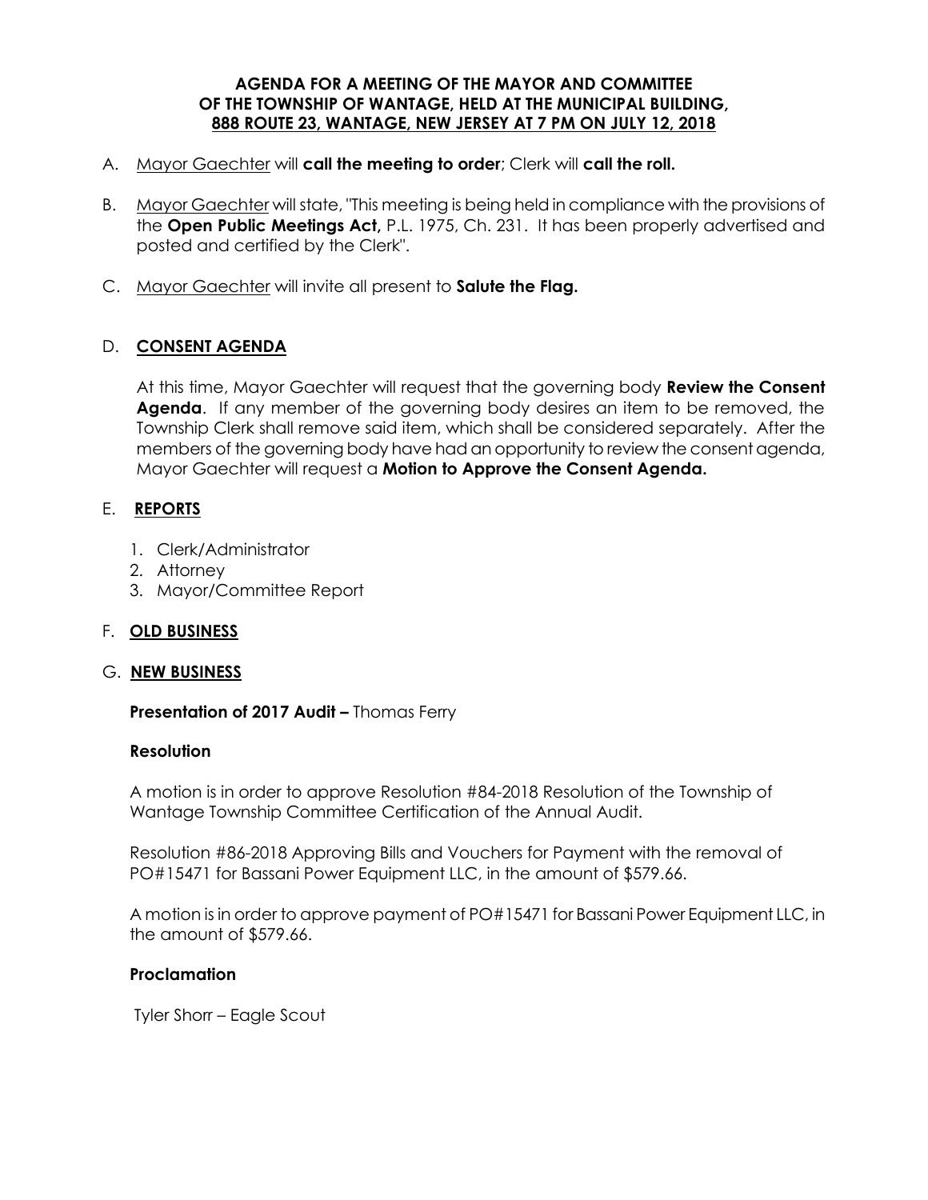**AGENDA FOR A MEETING OF THE MAYOR AND COMMITTEE OF THE TOWNSHIP OF WANTAGE, HELD AT THE MUNICIPAL BUILDING, 888 ROUTE 23, WANTAGE, NEW JERSEY AT 7 PM ON JULY 12, 2018**

A. Mayor Gaechter will **call the meeting to order**; Clerk will **call the roll.**

B. Mayor Gaechter will state, "This meeting is being held in compliance with the provisions of the **Open Public Meetings Act,** P.L. 1975, Ch. 231. It has been properly advertised and posted and certified by the Clerk".

C. Mayor Gaechter will invite all present to **Salute the Flag.**

D. **CONSENT AGENDA**

At this time, Mayor Gaechter will request that the governing body **Review the Consent Agenda**. If any member of the governing body desires an item to be removed, the Township Clerk shall remove said item, which shall be considered separately. After the members of the governing body have had an opportunity to review the consent agenda, Mayor Gaechter will request a **Motion to Approve the Consent Agenda.**

E. **REPORTS**

1. Clerk/Administrator
2. Attorney
3. Mayor/Committee Report

F. **OLD BUSINESS**

G. **NEW BUSINESS**

**Presentation of 2017 Audit –** Thomas Ferry

**Resolution**

A motion is in order to approve Resolution #84-2018 Resolution of the Township of Wantage Township Committee Certification of the Annual Audit.

Resolution #86-2018 Approving Bills and Vouchers for Payment with the removal of PO#15471 for Bassani Power Equipment LLC, in the amount of $579.66.

A motion is in order to approve payment of PO#15471 for Bassani Power Equipment LLC, in the amount of $579.66.

**Proclamation**

Tyler Shorr – Eagle Scout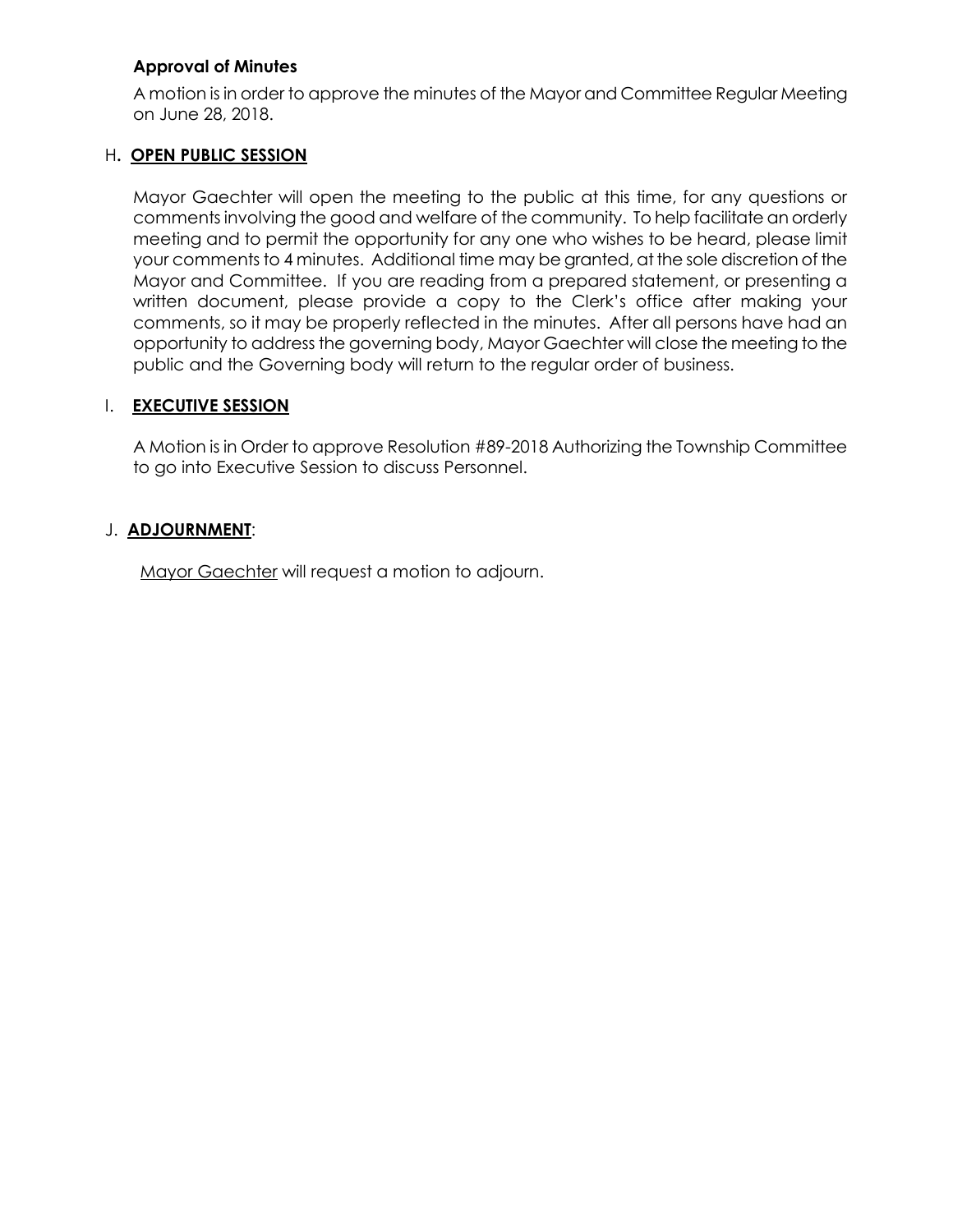**Approval of Minutes**

A motion is in order to approve the minutes of the Mayor and Committee Regular Meeting on June 28, 2018.

H. **OPEN PUBLIC SESSION**

Mayor Gaechter will open the meeting to the public at this time, for any questions or comments involving the good and welfare of the community. To help facilitate an orderly meeting and to permit the opportunity for any one who wishes to be heard, please limit your comments to 4 minutes. Additional time may be granted, at the sole discretion of the Mayor and Committee. If you are reading from a prepared statement, or presenting a written document, please provide a copy to the Clerk's office after making your comments, so it may be properly reflected in the minutes. After all persons have had an opportunity to address the governing body, Mayor Gaechter will close the meeting to the public and the Governing body will return to the regular order of business.

I. **EXECUTIVE SESSION**

A Motion is in Order to approve Resolution #89-2018 Authorizing the Township Committee to go into Executive Session to discuss Personnel.

J. **ADJOURNMENT**:

Mayor Gaechter will request a motion to adjourn.